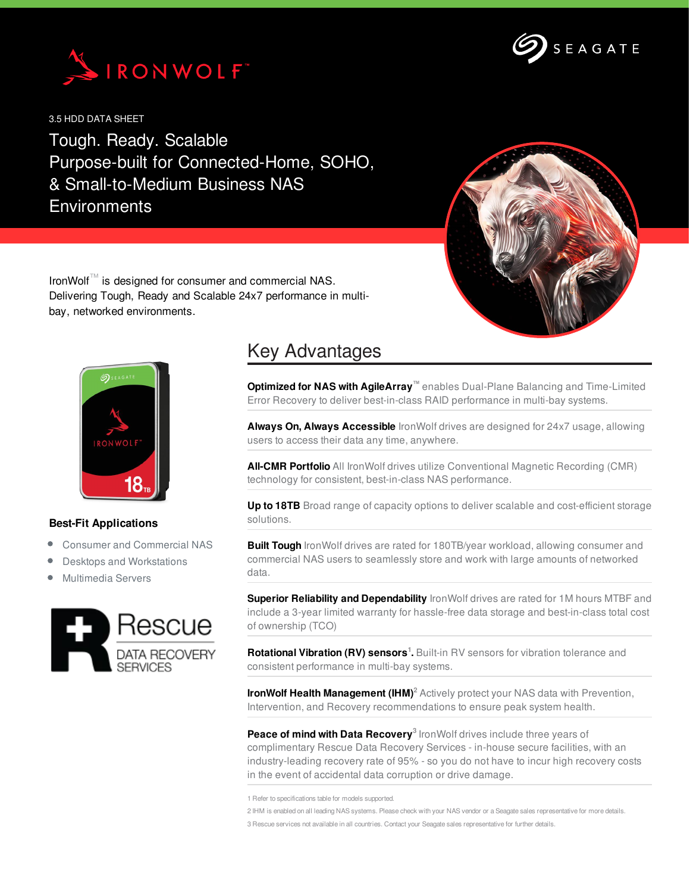IRONWOLF™

SEAGATE

3.5 HDD DATA SHEET

# Tough. Ready. Scalable Purpose-built for Connected-Home, SOHO, & Small-to-Medium Business NAS Environments

IronWolf™ is designed for consumer and commercial NAS. Delivering Tough, Ready and Scalable 24x7 performance in multi-bay, networked environments.

### Best-Fit Applications

- Consumer and Commercial NAS
- Desktops and Workstations
- Multimedia Servers

Rescue DATA RECOVERY SERVICES

## Key Advantages

**Optimized for NAS with AgileArray™** enables Dual-Plane Balancing and Time-Limited Error Recovery to deliver best-in-class RAID performance in multi-bay systems.

**Always On, Always Accessible** IronWolf drives are designed for 24x7 usage, allowing users to access their data any time, anywhere.

**All-CMR Portfolio** All IronWolf drives utilize Conventional Magnetic Recording (CMR) technology for consistent, best-in-class NAS performance.

**Up to 18TB** Broad range of capacity options to deliver scalable and cost-efficient storage solutions.

**Built Tough** IronWolf drives are rated for 180TB/year workload, allowing consumer and commercial NAS users to seamlessly store and work with large amounts of networked data.

**Superior Reliability and Dependability** IronWolf drives are rated for 1M hours MTBF and include a 3-year limited warranty for hassle-free data storage and best-in-class total cost of ownership (TCO)

**Rotational Vibration (RV) sensors**[1]**.** Built-in RV sensors for vibration tolerance and consistent performance in multi-bay systems.

**IronWolf Health Management (IHM)**[2] Actively protect your NAS data with Prevention, Intervention, and Recovery recommendations to ensure peak system health.

**Peace of mind with Data Recovery**[3] IronWolf drives include three years of complimentary Rescue Data Recovery Services - in-house secure facilities, with an industry-leading recovery rate of 95% - so you do not have to incur high recovery costs in the event of accidental data corruption or drive damage.

1 Refer to specifications table for models supported.

2 IHM is enabled on all leading NAS systems. Please check with your NAS vendor or a Seagate sales representative for more details.

3 Rescue services not available in all countries. Contact your Seagate sales representative for further details.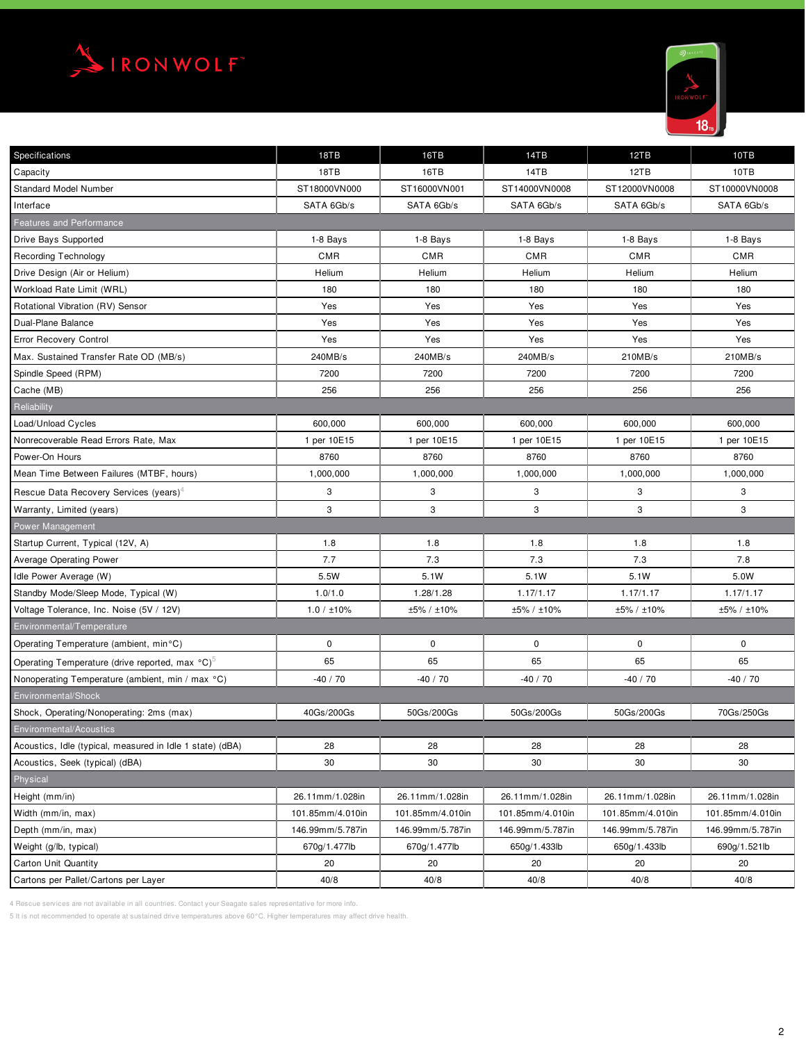# IRONWOLF™

| Specifications | 18TB | 16TB | 14TB | 12TB | 10TB |
|---|---|---|---|---|---|
| Capacity | 18TB | 16TB | 14TB | 12TB | 10TB |
| Standard Model Number | ST18000VN000 | ST16000VN001 | ST14000VN0008 | ST12000VN0008 | ST10000VN0008 |
| Interface | SATA 6Gb/s | SATA 6Gb/s | SATA 6Gb/s | SATA 6Gb/s | SATA 6Gb/s |
| **Features and Performance** | | | | | |
| Drive Bays Supported | 1-8 Bays | 1-8 Bays | 1-8 Bays | 1-8 Bays | 1-8 Bays |
| Recording Technology | CMR | CMR | CMR | CMR | CMR |
| Drive Design (Air or Helium) | Helium | Helium | Helium | Helium | Helium |
| Workload Rate Limit (WRL) | 180 | 180 | 180 | 180 | 180 |
| Rotational Vibration (RV) Sensor | Yes | Yes | Yes | Yes | Yes |
| Dual-Plane Balance | Yes | Yes | Yes | Yes | Yes |
| Error Recovery Control | Yes | Yes | Yes | Yes | Yes |
| Max. Sustained Transfer Rate OD (MB/s) | 240MB/s | 240MB/s | 240MB/s | 210MB/s | 210MB/s |
| Spindle Speed (RPM) | 7200 | 7200 | 7200 | 7200 | 7200 |
| Cache (MB) | 256 | 256 | 256 | 256 | 256 |
| **Reliability** | | | | | |
| Load/Unload Cycles | 600,000 | 600,000 | 600,000 | 600,000 | 600,000 |
| Nonrecoverable Read Errors Rate, Max | 1 per 10E15 | 1 per 10E15 | 1 per 10E15 | 1 per 10E15 | 1 per 10E15 |
| Power-On Hours | 8760 | 8760 | 8760 | 8760 | 8760 |
| Mean Time Between Failures (MTBF, hours) | 1,000,000 | 1,000,000 | 1,000,000 | 1,000,000 | 1,000,000 |
| Rescue Data Recovery Services (years)[4] | 3 | 3 | 3 | 3 | 3 |
| Warranty, Limited (years) | 3 | 3 | 3 | 3 | 3 |
| **Power Management** | | | | | |
| Startup Current, Typical (12V, A) | 1.8 | 1.8 | 1.8 | 1.8 | 1.8 |
| Average Operating Power | 7.7 | 7.3 | 7.3 | 7.3 | 7.8 |
| Idle Power Average (W) | 5.5W | 5.1W | 5.1W | 5.1W | 5.0W |
| Standby Mode/Sleep Mode, Typical (W) | 1.0/1.0 | 1.28/1.28 | 1.17/1.17 | 1.17/1.17 | 1.17/1.17 |
| Voltage Tolerance, Inc. Noise (5V / 12V) | 1.0 / ±10% | ±5% / ±10% | ±5% / ±10% | ±5% / ±10% | ±5% / ±10% |
| **Environmental/Temperature** | | | | | |
| Operating Temperature (ambient, min°C) | 0 | 0 | 0 | 0 | 0 |
| Operating Temperature (drive reported, max °C)[5] | 65 | 65 | 65 | 65 | 65 |
| Nonoperating Temperature (ambient, min / max °C) | -40 / 70 | -40 / 70 | -40 / 70 | -40 / 70 | -40 / 70 |
| **Environmental/Shock** | | | | | |
| Shock, Operating/Nonoperating: 2ms (max) | 40Gs/200Gs | 50Gs/200Gs | 50Gs/200Gs | 50Gs/200Gs | 70Gs/250Gs |
| **Environmental/Acoustics** | | | | | |
| Acoustics, Idle (typical, measured in Idle 1 state) (dBA) | 28 | 28 | 28 | 28 | 28 |
| Acoustics, Seek (typical) (dBA) | 30 | 30 | 30 | 30 | 30 |
| **Physical** | | | | | |
| Height (mm/in) | 26.11mm/1.028in | 26.11mm/1.028in | 26.11mm/1.028in | 26.11mm/1.028in | 26.11mm/1.028in |
| Width (mm/in, max) | 101.85mm/4.010in | 101.85mm/4.010in | 101.85mm/4.010in | 101.85mm/4.010in | 101.85mm/4.010in |
| Depth (mm/in, max) | 146.99mm/5.787in | 146.99mm/5.787in | 146.99mm/5.787in | 146.99mm/5.787in | 146.99mm/5.787in |
| Weight (g/lb, typical) | 670g/1.477lb | 670g/1.477lb | 650g/1.433lb | 650g/1.433lb | 690g/1.521lb |
| Carton Unit Quantity | 20 | 20 | 20 | 20 | 20 |
| Cartons per Pallet/Cartons per Layer | 40/8 | 40/8 | 40/8 | 40/8 | 40/8 |

4 Rescue services are not available in all countries. Contact your Seagate sales representative for more info.

5 It is not recommended to operate at sustained drive temperatures above 60°C. Higher temperatures may affect drive health.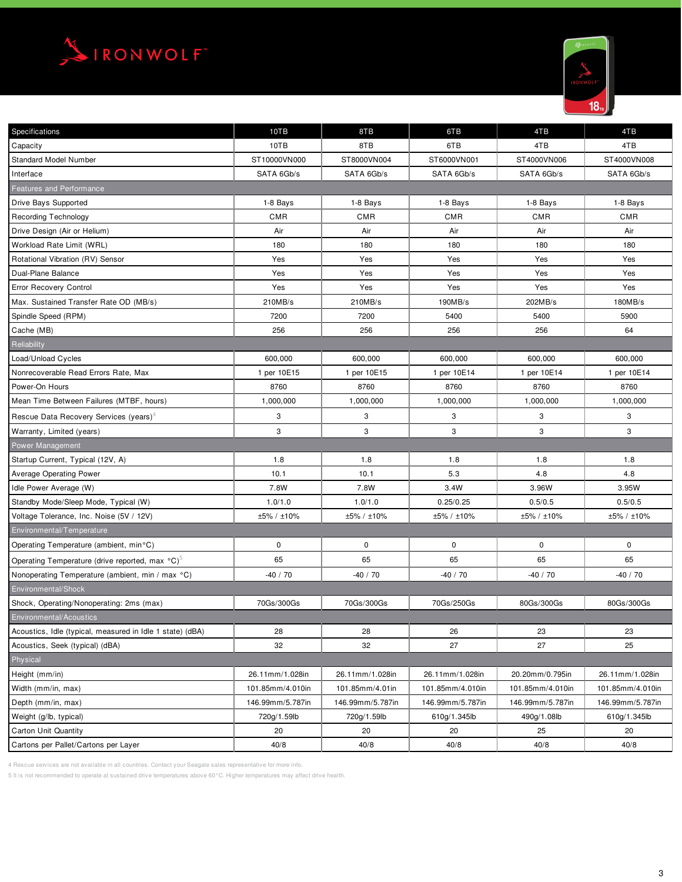# IRONWOLF™

| Specifications | 10TB | 8TB | 6TB | 4TB | 4TB |
|---|---|---|---|---|---|
| Capacity | 10TB | 8TB | 6TB | 4TB | 4TB |
| Standard Model Number | ST10000VN000 | ST8000VN004 | ST6000VN001 | ST4000VN006 | ST4000VN008 |
| Interface | SATA 6Gb/s | SATA 6Gb/s | SATA 6Gb/s | SATA 6Gb/s | SATA 6Gb/s |
| Features and Performance | | | | | |
| Drive Bays Supported | 1-8 Bays | 1-8 Bays | 1-8 Bays | 1-8 Bays | 1-8 Bays |
| Recording Technology | CMR | CMR | CMR | CMR | CMR |
| Drive Design (Air or Helium) | Air | Air | Air | Air | Air |
| Workload Rate Limit (WRL) | 180 | 180 | 180 | 180 | 180 |
| Rotational Vibration (RV) Sensor | Yes | Yes | Yes | Yes | Yes |
| Dual-Plane Balance | Yes | Yes | Yes | Yes | Yes |
| Error Recovery Control | Yes | Yes | Yes | Yes | Yes |
| Max. Sustained Transfer Rate OD (MB/s) | 210MB/s | 210MB/s | 190MB/s | 202MB/s | 180MB/s |
| Spindle Speed (RPM) | 7200 | 7200 | 5400 | 5400 | 5900 |
| Cache (MB) | 256 | 256 | 256 | 256 | 64 |
| Reliability | | | | | |
| Load/Unload Cycles | 600,000 | 600,000 | 600,000 | 600,000 | 600,000 |
| Nonrecoverable Read Errors Rate, Max | 1 per 10E15 | 1 per 10E15 | 1 per 10E14 | 1 per 10E14 | 1 per 10E14 |
| Power-On Hours | 8760 | 8760 | 8760 | 8760 | 8760 |
| Mean Time Between Failures (MTBF, hours) | 1,000,000 | 1,000,000 | 1,000,000 | 1,000,000 | 1,000,000 |
| Rescue Data Recovery Services (years)[4] | 3 | 3 | 3 | 3 | 3 |
| Warranty, Limited (years) | 3 | 3 | 3 | 3 | 3 |
| Power Management | | | | | |
| Startup Current, Typical (12V, A) | 1.8 | 1.8 | 1.8 | 1.8 | 1.8 |
| Average Operating Power | 10.1 | 10.1 | 5.3 | 4.8 | 4.8 |
| Idle Power Average (W) | 7.8W | 7.8W | 3.4W | 3.96W | 3.95W |
| Standby Mode/Sleep Mode, Typical (W) | 1.0/1.0 | 1.0/1.0 | 0.25/0.25 | 0.5/0.5 | 0.5/0.5 |
| Voltage Tolerance, Inc. Noise (5V / 12V) | ±5% / ±10% | ±5% / ±10% | ±5% / ±10% | ±5% / ±10% | ±5% / ±10% |
| Environmental/Temperature | | | | | |
| Operating Temperature (ambient, min°C) | 0 | 0 | 0 | 0 | 0 |
| Operating Temperature (drive reported, max °C)[5] | 65 | 65 | 65 | 65 | 65 |
| Nonoperating Temperature (ambient, min / max °C) | -40 / 70 | -40 / 70 | -40 / 70 | -40 / 70 | -40 / 70 |
| Environmental/Shock | | | | | |
| Shock, Operating/Nonoperating: 2ms (max) | 70Gs/300Gs | 70Gs/300Gs | 70Gs/250Gs | 80Gs/300Gs | 80Gs/300Gs |
| Environmental/Acoustics | | | | | |
| Acoustics, Idle (typical, measured in Idle 1 state) (dBA) | 28 | 28 | 26 | 23 | 23 |
| Acoustics, Seek (typical) (dBA) | 32 | 32 | 27 | 27 | 25 |
| Physical | | | | | |
| Height (mm/in) | 26.11mm/1.028in | 26.11mm/1.028in | 26.11mm/1.028in | 20.20mm/0.795in | 26.11mm/1.028in |
| Width (mm/in, max) | 101.85mm/4.010in | 101.85mm/4.01in | 101.85mm/4.010in | 101.85mm/4.010in | 101.85mm/4.010in |
| Depth (mm/in, max) | 146.99mm/5.787in | 146.99mm/5.787in | 146.99mm/5.787in | 146.99mm/5.787in | 146.99mm/5.787in |
| Weight (g/lb, typical) | 720g/1.59lb | 720g/1.59lb | 610g/1.345lb | 490g/1.08lb | 610g/1.345lb |
| Carton Unit Quantity | 20 | 20 | 20 | 25 | 20 |
| Cartons per Pallet/Cartons per Layer | 40/8 | 40/8 | 40/8 | 40/8 | 40/8 |

4 Rescue services are not available in all countries. Contact your Seagate sales representative for more info.

5 It is not recommended to operate at sustained drive temperatures above 60°C. Higher temperatures may affect drive health.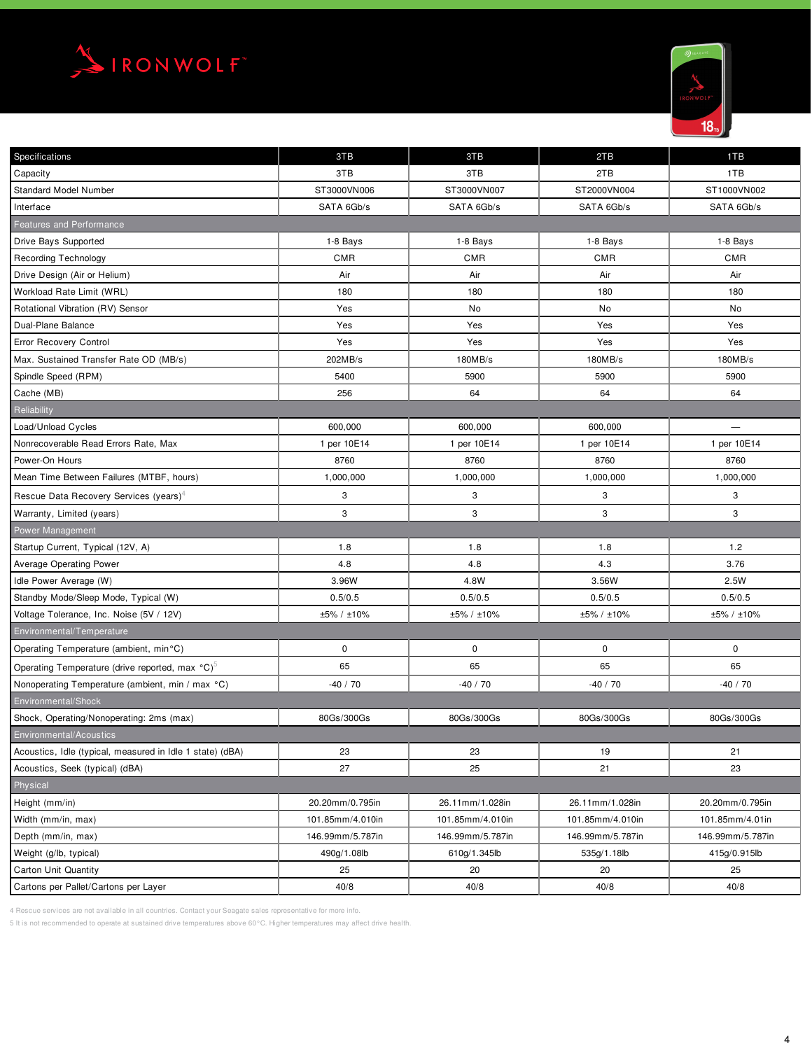# IRONWOLF™

| Specifications | 3TB | 3TB | 2TB | 1TB |
|---|---|---|---|---|
| Capacity | 3TB | 3TB | 2TB | 1TB |
| Standard Model Number | ST3000VN006 | ST3000VN007 | ST2000VN004 | ST1000VN002 |
| Interface | SATA 6Gb/s | SATA 6Gb/s | SATA 6Gb/s | SATA 6Gb/s |
| **Features and Performance** | | | | |
| Drive Bays Supported | 1-8 Bays | 1-8 Bays | 1-8 Bays | 1-8 Bays |
| Recording Technology | CMR | CMR | CMR | CMR |
| Drive Design (Air or Helium) | Air | Air | Air | Air |
| Workload Rate Limit (WRL) | 180 | 180 | 180 | 180 |
| Rotational Vibration (RV) Sensor | Yes | No | No | No |
| Dual-Plane Balance | Yes | Yes | Yes | Yes |
| Error Recovery Control | Yes | Yes | Yes | Yes |
| Max. Sustained Transfer Rate OD (MB/s) | 202MB/s | 180MB/s | 180MB/s | 180MB/s |
| Spindle Speed (RPM) | 5400 | 5900 | 5900 | 5900 |
| Cache (MB) | 256 | 64 | 64 | 64 |
| **Reliability** | | | | |
| Load/Unload Cycles | 600,000 | 600,000 | 600,000 | — |
| Nonrecoverable Read Errors Rate, Max | 1 per 10E14 | 1 per 10E14 | 1 per 10E14 | 1 per 10E14 |
| Power-On Hours | 8760 | 8760 | 8760 | 8760 |
| Mean Time Between Failures (MTBF, hours) | 1,000,000 | 1,000,000 | 1,000,000 | 1,000,000 |
| Rescue Data Recovery Services (years)[4] | 3 | 3 | 3 | 3 |
| Warranty, Limited (years) | 3 | 3 | 3 | 3 |
| **Power Management** | | | | |
| Startup Current, Typical (12V, A) | 1.8 | 1.8 | 1.8 | 1.2 |
| Average Operating Power | 4.8 | 4.8 | 4.3 | 3.76 |
| Idle Power Average (W) | 3.96W | 4.8W | 3.56W | 2.5W |
| Standby Mode/Sleep Mode, Typical (W) | 0.5/0.5 | 0.5/0.5 | 0.5/0.5 | 0.5/0.5 |
| Voltage Tolerance, Inc. Noise (5V / 12V) | ±5% / ±10% | ±5% / ±10% | ±5% / ±10% | ±5% / ±10% |
| **Environmental/Temperature** | | | | |
| Operating Temperature (ambient, min°C) | 0 | 0 | 0 | 0 |
| Operating Temperature (drive reported, max °C)[5] | 65 | 65 | 65 | 65 |
| Nonoperating Temperature (ambient, min / max °C) | -40 / 70 | -40 / 70 | -40 / 70 | -40 / 70 |
| **Environmental/Shock** | | | | |
| Shock, Operating/Nonoperating: 2ms (max) | 80Gs/300Gs | 80Gs/300Gs | 80Gs/300Gs | 80Gs/300Gs |
| **Environmental/Acoustics** | | | | |
| Acoustics, Idle (typical, measured in Idle 1 state) (dBA) | 23 | 23 | 19 | 21 |
| Acoustics, Seek (typical) (dBA) | 27 | 25 | 21 | 23 |
| **Physical** | | | | |
| Height (mm/in) | 20.20mm/0.795in | 26.11mm/1.028in | 26.11mm/1.028in | 20.20mm/0.795in |
| Width (mm/in, max) | 101.85mm/4.010in | 101.85mm/4.010in | 101.85mm/4.010in | 101.85mm/4.01in |
| Depth (mm/in, max) | 146.99mm/5.787in | 146.99mm/5.787in | 146.99mm/5.787in | 146.99mm/5.787in |
| Weight (g/lb, typical) | 490g/1.08lb | 610g/1.345lb | 535g/1.18lb | 415g/0.915lb |
| Carton Unit Quantity | 25 | 20 | 20 | 25 |
| Cartons per Pallet/Cartons per Layer | 40/8 | 40/8 | 40/8 | 40/8 |

4 Rescue services are not available in all countries. Contact your Seagate sales representative for more info.

5 It is not recommended to operate at sustained drive temperatures above 60°C. Higher temperatures may affect drive health.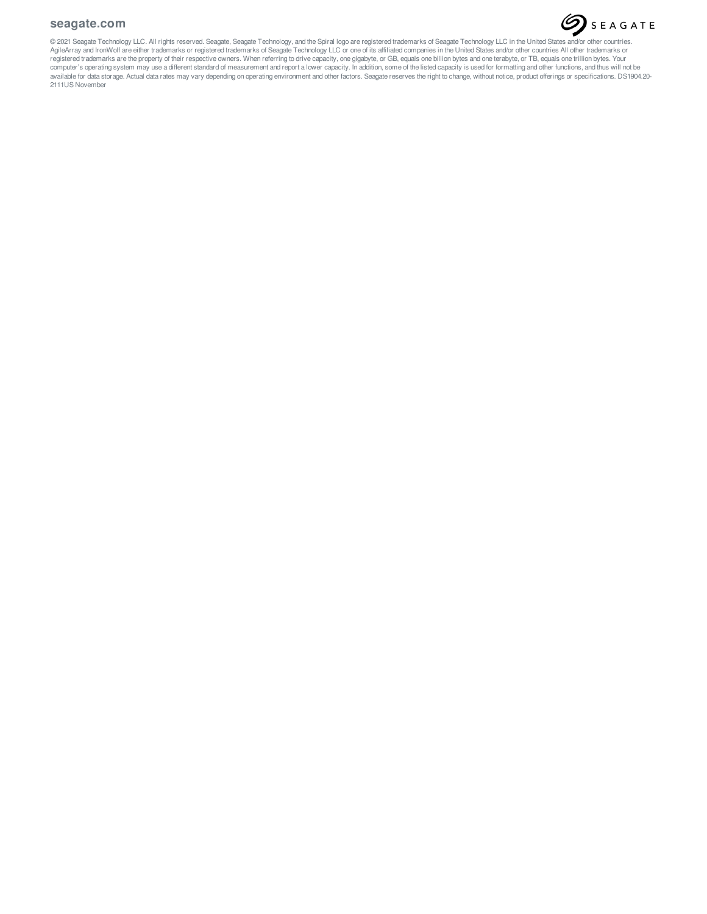**seagate.com**

SEAGATE

© 2021 Seagate Technology LLC. All rights reserved. Seagate, Seagate Technology, and the Spiral logo are registered trademarks of Seagate Technology LLC in the United States and/or other countries. AgileArray and IronWolf are either trademarks or registered trademarks of Seagate Technology LLC or one of its affiliated companies in the United States and/or other countries All other trademarks or registered trademarks are the property of their respective owners. When referring to drive capacity, one gigabyte, or GB, equals one billion bytes and one terabyte, or TB, equals one trillion bytes. Your computer's operating system may use a different standard of measurement and report a lower capacity. In addition, some of the listed capacity is used for formatting and other functions, and thus will not be available for data storage. Actual data rates may vary depending on operating environment and other factors. Seagate reserves the right to change, without notice, product offerings or specifications. DS1904.20-2111US November